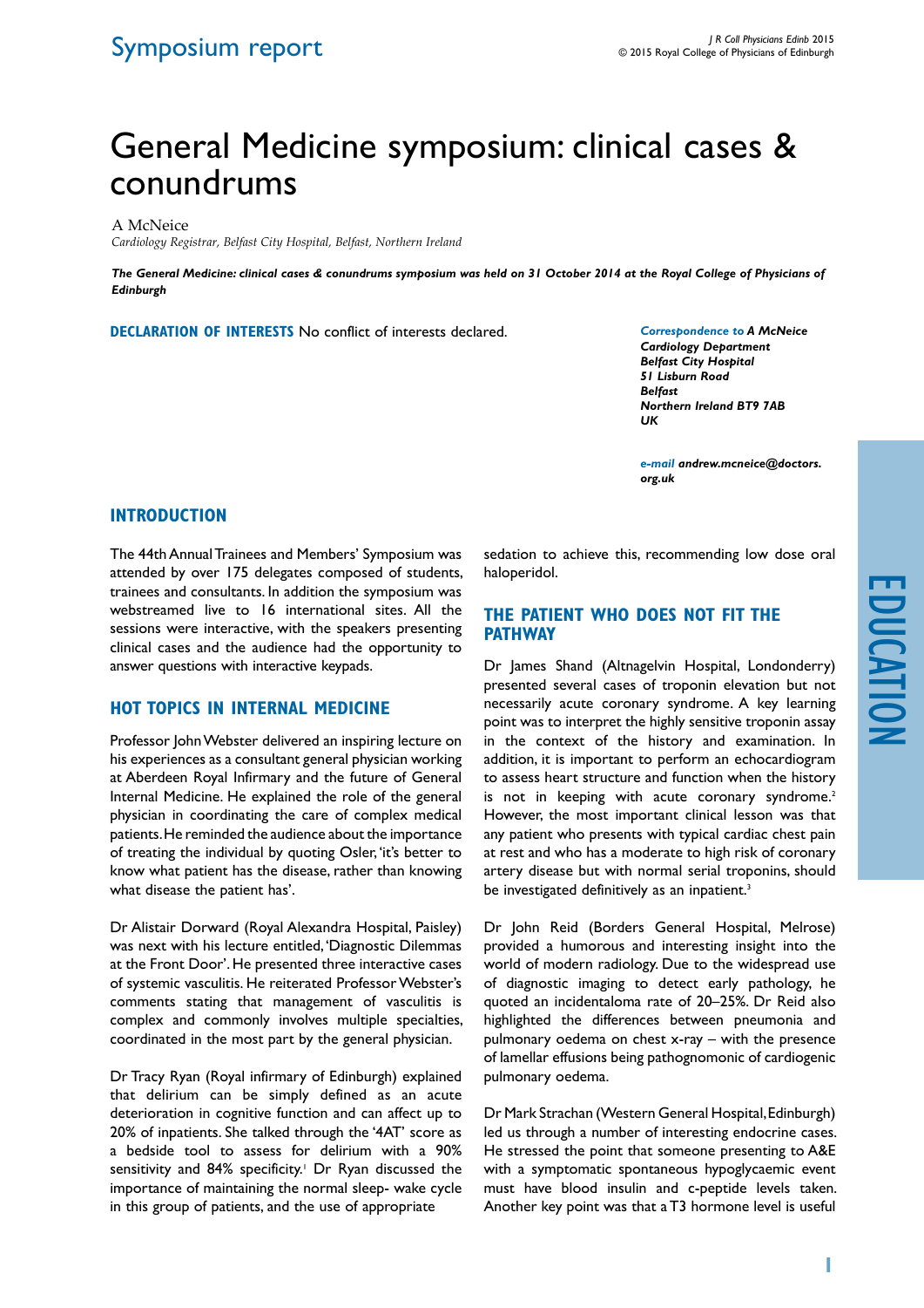Symposium report

# General Medicine symposium: clinical cases & conundrums

A McNeice

*Cardiology Registrar, Belfast City Hospital, Belfast, Northern Ireland*

***The General Medicine: clinical cases & conundrums symposium was held on 31 October 2014 at the Royal College of Physicians of Edinburgh***

**DECLARATION OF INTERESTS** No conflict of interests declared.

***Correspondence to** A McNeice*
***Cardiology Department***
***Belfast City Hospital***
***51 Lisburn Road***
***Belfast***
***Northern Ireland BT9 7AB***
***UK***

***e-mail** andrew.mcneice@doctors.org.uk*

## INTRODUCTION

The 44th Annual Trainees and Members' Symposium was attended by over 175 delegates composed of students, trainees and consultants. In addition the symposium was webstreamed live to 16 international sites. All the sessions were interactive, with the speakers presenting clinical cases and the audience had the opportunity to answer questions with interactive keypads.

## HOT TOPICS IN INTERNAL MEDICINE

Professor John Webster delivered an inspiring lecture on his experiences as a consultant general physician working at Aberdeen Royal Infirmary and the future of General Internal Medicine. He explained the role of the general physician in coordinating the care of complex medical patients. He reminded the audience about the importance of treating the individual by quoting Osler, 'it's better to know what patient has the disease, rather than knowing what disease the patient has'.

Dr Alistair Dorward (Royal Alexandra Hospital, Paisley) was next with his lecture entitled, 'Diagnostic Dilemmas at the Front Door'. He presented three interactive cases of systemic vasculitis. He reiterated Professor Webster's comments stating that management of vasculitis is complex and commonly involves multiple specialties, coordinated in the most part by the general physician.

Dr Tracy Ryan (Royal infirmary of Edinburgh) explained that delirium can be simply defined as an acute deterioration in cognitive function and can affect up to 20% of inpatients. She talked through the '4AT' score as a bedside tool to assess for delirium with a 90% sensitivity and 84% specificity.[1] Dr Ryan discussed the importance of maintaining the normal sleep- wake cycle in this group of patients, and the use of appropriate sedation to achieve this, recommending low dose oral haloperidol.

## THE PATIENT WHO DOES NOT FIT THE PATHWAY

Dr James Shand (Altnagelvin Hospital, Londonderry) presented several cases of troponin elevation but not necessarily acute coronary syndrome. A key learning point was to interpret the highly sensitive troponin assay in the context of the history and examination. In addition, it is important to perform an echocardiogram to assess heart structure and function when the history is not in keeping with acute coronary syndrome.[2] However, the most important clinical lesson was that any patient who presents with typical cardiac chest pain at rest and who has a moderate to high risk of coronary artery disease but with normal serial troponins, should be investigated definitively as an inpatient.[3]

Dr John Reid (Borders General Hospital, Melrose) provided a humorous and interesting insight into the world of modern radiology. Due to the widespread use of diagnostic imaging to detect early pathology, he quoted an incidentaloma rate of 20–25%. Dr Reid also highlighted the differences between pneumonia and pulmonary oedema on chest x-ray – with the presence of lamellar effusions being pathognomonic of cardiogenic pulmonary oedema.

Dr Mark Strachan (Western General Hospital, Edinburgh) led us through a number of interesting endocrine cases. He stressed the point that someone presenting to A&E with a symptomatic spontaneous hypoglycaemic event must have blood insulin and c-peptide levels taken. Another key point was that a T3 hormone level is useful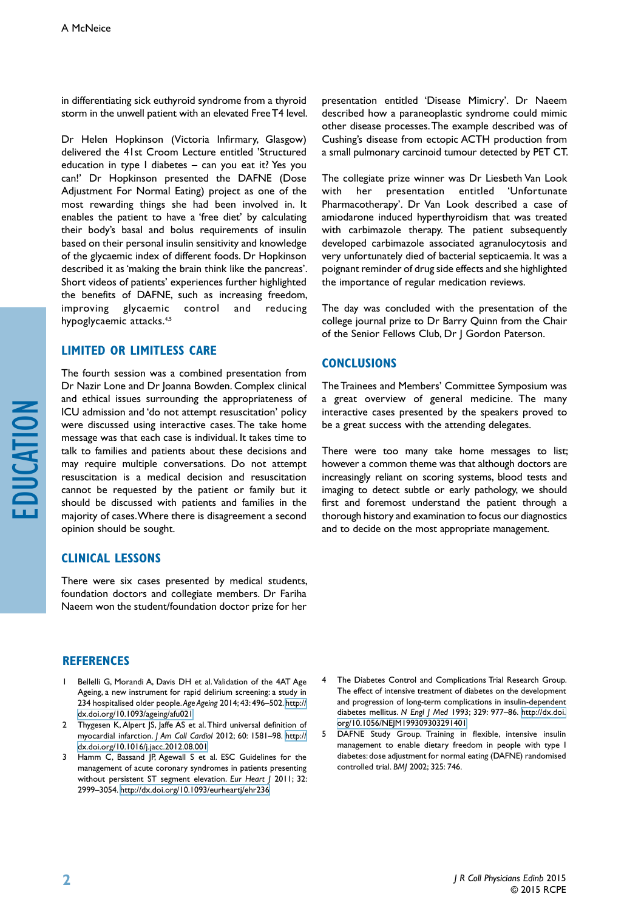in differentiating sick euthyroid syndrome from a thyroid storm in the unwell patient with an elevated Free T4 level.

Dr Helen Hopkinson (Victoria Infirmary, Glasgow) delivered the 41st Croom Lecture entitled 'Structured education in type 1 diabetes – can you eat it? Yes you can!' Dr Hopkinson presented the DAFNE (Dose Adjustment For Normal Eating) project as one of the most rewarding things she had been involved in. It enables the patient to have a 'free diet' by calculating their body's basal and bolus requirements of insulin based on their personal insulin sensitivity and knowledge of the glycaemic index of different foods. Dr Hopkinson described it as 'making the brain think like the pancreas'. Short videos of patients' experiences further highlighted the benefits of DAFNE, such as increasing freedom, improving glycaemic control and reducing hypoglycaemic attacks.[4,5]

## LIMITED OR LIMITLESS CARE

The fourth session was a combined presentation from Dr Nazir Lone and Dr Joanna Bowden. Complex clinical and ethical issues surrounding the appropriateness of ICU admission and 'do not attempt resuscitation' policy were discussed using interactive cases. The take home message was that each case is individual. It takes time to talk to families and patients about these decisions and may require multiple conversations. Do not attempt resuscitation is a medical decision and resuscitation cannot be requested by the patient or family but it should be discussed with patients and families in the majority of cases. Where there is disagreement a second opinion should be sought.

## CLINICAL LESSONS

There were six cases presented by medical students, foundation doctors and collegiate members. Dr Fariha Naeem won the student/foundation doctor prize for her presentation entitled 'Disease Mimicry'. Dr Naeem described how a paraneoplastic syndrome could mimic other disease processes. The example described was of Cushing's disease from ectopic ACTH production from a small pulmonary carcinoid tumour detected by PET CT.

The collegiate prize winner was Dr Liesbeth Van Look with her presentation entitled 'Unfortunate Pharmacotherapy'. Dr Van Look described a case of amiodarone induced hyperthyroidism that was treated with carbimazole therapy. The patient subsequently developed carbimazole associated agranulocytosis and very unfortunately died of bacterial septicaemia. It was a poignant reminder of drug side effects and she highlighted the importance of regular medication reviews.

The day was concluded with the presentation of the college journal prize to Dr Barry Quinn from the Chair of the Senior Fellows Club, Dr J Gordon Paterson.

## CONCLUSIONS

The Trainees and Members' Committee Symposium was a great overview of general medicine. The many interactive cases presented by the speakers proved to be a great success with the attending delegates.

There were too many take home messages to list; however a common theme was that although doctors are increasingly reliant on scoring systems, blood tests and imaging to detect subtle or early pathology, we should first and foremost understand the patient through a thorough history and examination to focus our diagnostics and to decide on the most appropriate management.

## REFERENCES

1. Bellelli G, Morandi A, Davis DH et al. Validation of the 4AT Age Ageing, a new instrument for rapid delirium screening: a study in 234 hospitalised older people. *Age Ageing* 2014; 43: 496–502. http://dx.doi.org/10.1093/ageing/afu021
2. Thygesen K, Alpert JS, Jaffe AS et al. Third universal definition of myocardial infarction. *J Am Coll Cardiol* 2012; 60: 1581–98. http://dx.doi.org/10.1016/j.jacc.2012.08.001
3. Hamm C, Bassand JP, Agewall S et al. ESC Guidelines for the management of acute coronary syndromes in patients presenting without persistent ST segment elevation. *Eur Heart J* 2011; 32: 2999–3054. http://dx.doi.org/10.1093/eurheartj/ehr236
4. The Diabetes Control and Complications Trial Research Group. The effect of intensive treatment of diabetes on the development and progression of long-term complications in insulin-dependent diabetes mellitus. *N Engl J Med* 1993; 329: 977–86. http://dx.doi.org/10.1056/NEJM199309303291401
5. DAFNE Study Group. Training in flexible, intensive insulin management to enable dietary freedom in people with type 1 diabetes: dose adjustment for normal eating (DAFNE) randomised controlled trial. *BMJ* 2002; 325: 746.